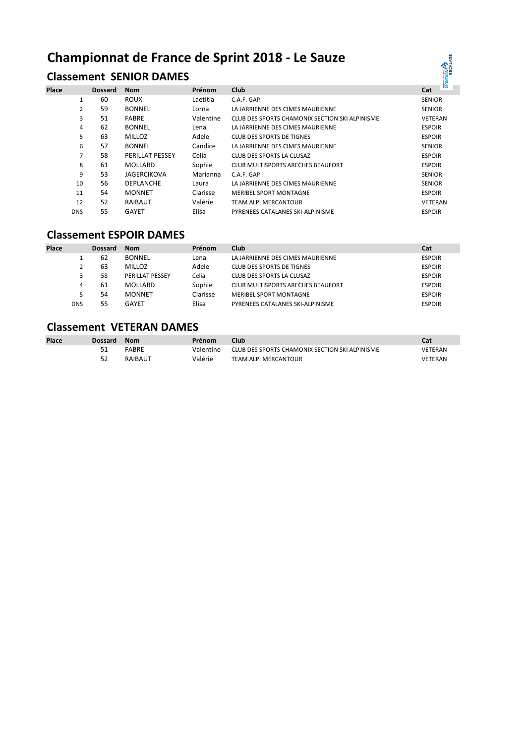# Championnat de France de Sprint 2018 - Le Sauze

## Classement SENIOR DAMES

| Place | Dossard | Nom | Prénom | Club | Cat |
|---|---|---|---|---|---|
| 1 | 60 | ROUX | Laetitia | C.A.F. GAP | SENIOR |
| 2 | 59 | BONNEL | Lorna | LA JARRIENNE DES CIMES MAURIENNE | SENIOR |
| 3 | 51 | FABRE | Valentine | CLUB DES SPORTS CHAMONIX SECTION SKI ALPINISME | VETERAN |
| 4 | 62 | BONNEL | Lena | LA JARRIENNE DES CIMES MAURIENNE | ESPOIR |
| 5 | 63 | MILLOZ | Adele | CLUB DES SPORTS DE TIGNES | ESPOIR |
| 6 | 57 | BONNEL | Candice | LA JARRIENNE DES CIMES MAURIENNE | SENIOR |
| 7 | 58 | PERILLAT PESSEY | Celia | CLUB DES SPORTS LA CLUSAZ | ESPOIR |
| 8 | 61 | MOLLARD | Sophie | CLUB MULTISPORTS ARECHES BEAUFORT | ESPOIR |
| 9 | 53 | JAGERCIKOVA | Marianna | C.A.F. GAP | SENIOR |
| 10 | 56 | DEPLANCHE | Laura | LA JARRIENNE DES CIMES MAURIENNE | SENIOR |
| 11 | 54 | MONNET | Clarisse | MERIBEL SPORT MONTAGNE | ESPOIR |
| 12 | 52 | RAIBAUT | Valérie | TEAM ALPI MERCANTOUR | VETERAN |
| DNS | 55 | GAYET | Elisa | PYRENEES CATALANES SKI-ALPINISME | ESPOIR |

## Classement ESPOIR DAMES

| Place | Dossard | Nom | Prénom | Club | Cat |
|---|---|---|---|---|---|
| 1 | 62 | BONNEL | Lena | LA JARRIENNE DES CIMES MAURIENNE | ESPOIR |
| 2 | 63 | MILLOZ | Adele | CLUB DES SPORTS DE TIGNES | ESPOIR |
| 3 | 58 | PERILLAT PESSEY | Celia | CLUB DES SPORTS LA CLUSAZ | ESPOIR |
| 4 | 61 | MOLLARD | Sophie | CLUB MULTISPORTS ARECHES BEAUFORT | ESPOIR |
| 5 | 54 | MONNET | Clarisse | MERIBEL SPORT MONTAGNE | ESPOIR |
| DNS | 55 | GAYET | Elisa | PYRENEES CATALANES SKI-ALPINISME | ESPOIR |

## Classement VETERAN DAMES

| Place | Dossard | Nom | Prénom | Club | Cat |
|---|---|---|---|---|---|
| | 51 | FABRE | Valentine | CLUB DES SPORTS CHAMONIX SECTION SKI ALPINISME | VETERAN |
| | 52 | RAIBAUT | Valérie | TEAM ALPI MERCANTOUR | VETERAN |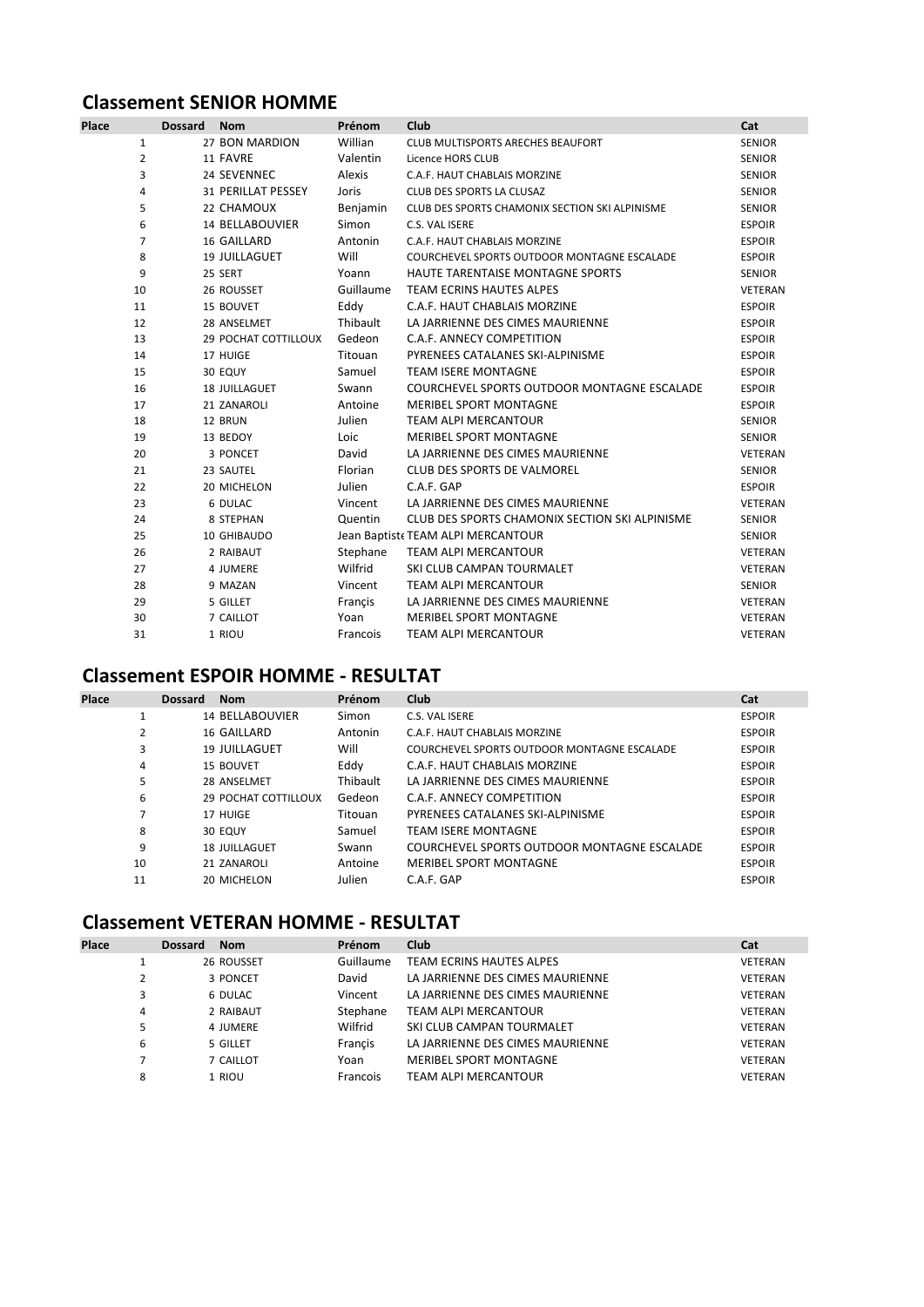## Classement SENIOR HOMME

| Place | Dossard | Nom | Prénom | Club | Cat |
|---|---|---|---|---|---|
| 1 | 27 | BON MARDION | Willian | CLUB MULTISPORTS ARECHES BEAUFORT | SENIOR |
| 2 | 11 | FAVRE | Valentin | Licence HORS CLUB | SENIOR |
| 3 | 24 | SEVENNEC | Alexis | C.A.F. HAUT CHABLAIS MORZINE | SENIOR |
| 4 | 31 | PERILLAT PESSEY | Joris | CLUB DES SPORTS LA CLUSAZ | SENIOR |
| 5 | 22 | CHAMOUX | Benjamin | CLUB DES SPORTS CHAMONIX SECTION SKI ALPINISME | SENIOR |
| 6 | 14 | BELLABOUVIER | Simon | C.S. VAL ISERE | ESPOIR |
| 7 | 16 | GAILLARD | Antonin | C.A.F. HAUT CHABLAIS MORZINE | ESPOIR |
| 8 | 19 | JUILLAGUET | Will | COURCHEVEL SPORTS OUTDOOR MONTAGNE ESCALADE | ESPOIR |
| 9 | 25 | SERT | Yoann | HAUTE TARENTAISE MONTAGNE SPORTS | SENIOR |
| 10 | 26 | ROUSSET | Guillaume | TEAM ECRINS HAUTES ALPES | VETERAN |
| 11 | 15 | BOUVET | Eddy | C.A.F. HAUT CHABLAIS MORZINE | ESPOIR |
| 12 | 28 | ANSELMET | Thibault | LA JARRIENNE DES CIMES MAURIENNE | ESPOIR |
| 13 | 29 | POCHAT COTTILLOUX | Gedeon | C.A.F. ANNECY COMPETITION | ESPOIR |
| 14 | 17 | HUIGE | Titouan | PYRENEES CATALANES SKI-ALPINISME | ESPOIR |
| 15 | 30 | EQUY | Samuel | TEAM ISERE MONTAGNE | ESPOIR |
| 16 | 18 | JUILLAGUET | Swann | COURCHEVEL SPORTS OUTDOOR MONTAGNE ESCALADE | ESPOIR |
| 17 | 21 | ZANAROLI | Antoine | MERIBEL SPORT MONTAGNE | ESPOIR |
| 18 | 12 | BRUN | Julien | TEAM ALPI MERCANTOUR | SENIOR |
| 19 | 13 | BEDOY | Loic | MERIBEL SPORT MONTAGNE | SENIOR |
| 20 | 3 | PONCET | David | LA JARRIENNE DES CIMES MAURIENNE | VETERAN |
| 21 | 23 | SAUTEL | Florian | CLUB DES SPORTS DE VALMOREL | SENIOR |
| 22 | 20 | MICHELON | Julien | C.A.F. GAP | ESPOIR |
| 23 | 6 | DULAC | Vincent | LA JARRIENNE DES CIMES MAURIENNE | VETERAN |
| 24 | 8 | STEPHAN | Quentin | CLUB DES SPORTS CHAMONIX SECTION SKI ALPINISME | SENIOR |
| 25 | 10 | GHIBAUDO | Jean Baptiste | TEAM ALPI MERCANTOUR | SENIOR |
| 26 | 2 | RAIBAUT | Stephane | TEAM ALPI MERCANTOUR | VETERAN |
| 27 | 4 | JUMERE | Wilfrid | SKI CLUB CAMPAN TOURMALET | VETERAN |
| 28 | 9 | MAZAN | Vincent | TEAM ALPI MERCANTOUR | SENIOR |
| 29 | 5 | GILLET | Françis | LA JARRIENNE DES CIMES MAURIENNE | VETERAN |
| 30 | 7 | CAILLOT | Yoan | MERIBEL SPORT MONTAGNE | VETERAN |
| 31 | 1 | RIOU | Francois | TEAM ALPI MERCANTOUR | VETERAN |

## Classement ESPOIR HOMME - RESULTAT

| Place | Dossard | Nom | Prénom | Club | Cat |
|---|---|---|---|---|---|
| 1 | 14 | BELLABOUVIER | Simon | C.S. VAL ISERE | ESPOIR |
| 2 | 16 | GAILLARD | Antonin | C.A.F. HAUT CHABLAIS MORZINE | ESPOIR |
| 3 | 19 | JUILLAGUET | Will | COURCHEVEL SPORTS OUTDOOR MONTAGNE ESCALADE | ESPOIR |
| 4 | 15 | BOUVET | Eddy | C.A.F. HAUT CHABLAIS MORZINE | ESPOIR |
| 5 | 28 | ANSELMET | Thibault | LA JARRIENNE DES CIMES MAURIENNE | ESPOIR |
| 6 | 29 | POCHAT COTTILLOUX | Gedeon | C.A.F. ANNECY COMPETITION | ESPOIR |
| 7 | 17 | HUIGE | Titouan | PYRENEES CATALANES SKI-ALPINISME | ESPOIR |
| 8 | 30 | EQUY | Samuel | TEAM ISERE MONTAGNE | ESPOIR |
| 9 | 18 | JUILLAGUET | Swann | COURCHEVEL SPORTS OUTDOOR MONTAGNE ESCALADE | ESPOIR |
| 10 | 21 | ZANAROLI | Antoine | MERIBEL SPORT MONTAGNE | ESPOIR |
| 11 | 20 | MICHELON | Julien | C.A.F. GAP | ESPOIR |

## Classement VETERAN HOMME - RESULTAT

| Place | Dossard | Nom | Prénom | Club | Cat |
|---|---|---|---|---|---|
| 1 | 26 | ROUSSET | Guillaume | TEAM ECRINS HAUTES ALPES | VETERAN |
| 2 | 3 | PONCET | David | LA JARRIENNE DES CIMES MAURIENNE | VETERAN |
| 3 | 6 | DULAC | Vincent | LA JARRIENNE DES CIMES MAURIENNE | VETERAN |
| 4 | 2 | RAIBAUT | Stephane | TEAM ALPI MERCANTOUR | VETERAN |
| 5 | 4 | JUMERE | Wilfrid | SKI CLUB CAMPAN TOURMALET | VETERAN |
| 6 | 5 | GILLET | Françis | LA JARRIENNE DES CIMES MAURIENNE | VETERAN |
| 7 | 7 | CAILLOT | Yoan | MERIBEL SPORT MONTAGNE | VETERAN |
| 8 | 1 | RIOU | Francois | TEAM ALPI MERCANTOUR | VETERAN |